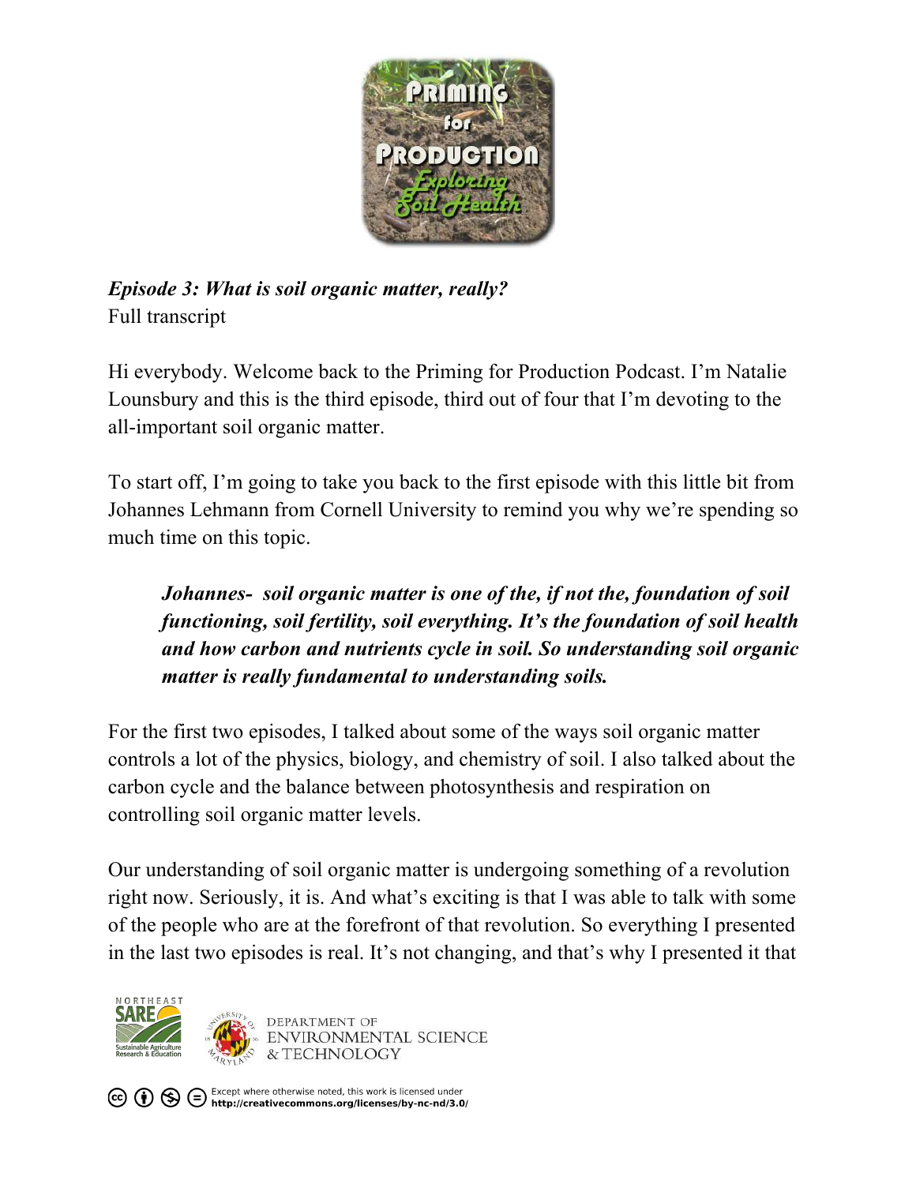*Episode 3: What is soil organic matter, really?*
Full transcript

Hi everybody. Welcome back to the Priming for Production Podcast. I'm Natalie Lounsbury and this is the third episode, third out of four that I'm devoting to the all-important soil organic matter.

To start off, I'm going to take you back to the first episode with this little bit from Johannes Lehmann from Cornell University to remind you why we're spending so much time on this topic.

> ***Johannes- soil organic matter is one of the, if not the, foundation of soil functioning, soil fertility, soil everything. It's the foundation of soil health and how carbon and nutrients cycle in soil. So understanding soil organic matter is really fundamental to understanding soils.***

For the first two episodes, I talked about some of the ways soil organic matter controls a lot of the physics, biology, and chemistry of soil. I also talked about the carbon cycle and the balance between photosynthesis and respiration on controlling soil organic matter levels.

Our understanding of soil organic matter is undergoing something of a revolution right now. Seriously, it is. And what's exciting is that I was able to talk with some of the people who are at the forefront of that revolution. So everything I presented in the last two episodes is real. It's not changing, and that's why I presented it that

Except where otherwise noted, this work is licensed under http://creativecommons.org/licenses/by-nc-nd/3.0/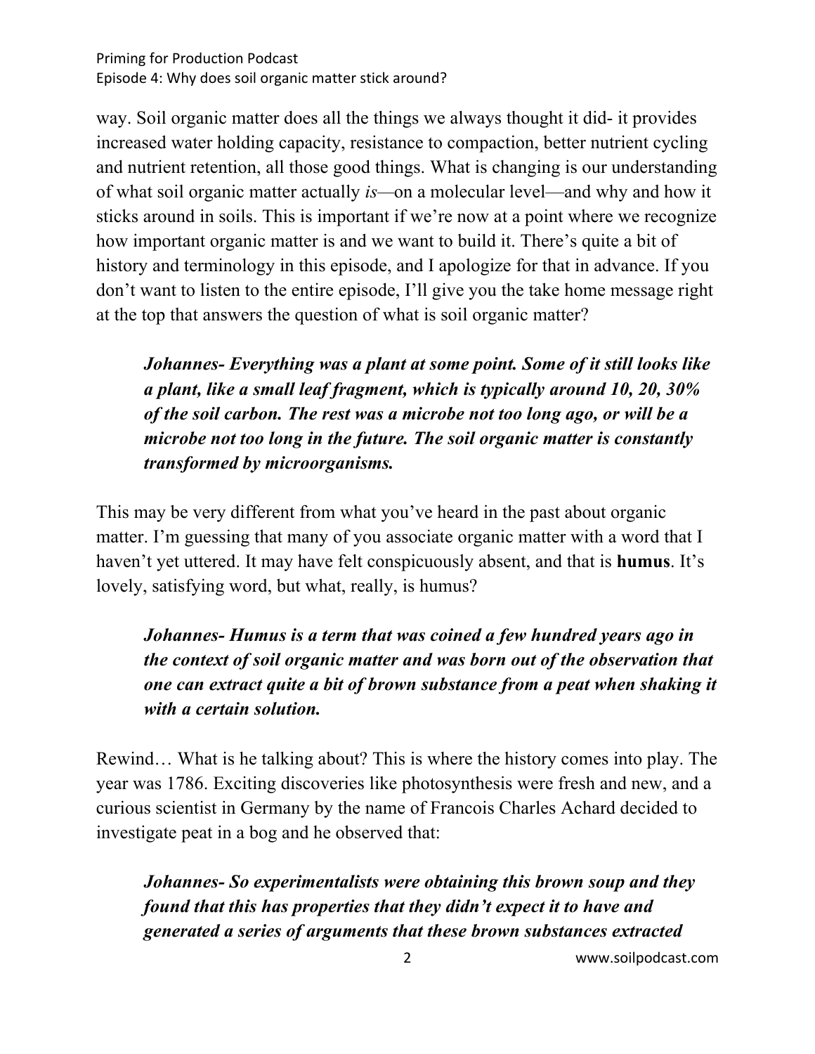way. Soil organic matter does all the things we always thought it did- it provides increased water holding capacity, resistance to compaction, better nutrient cycling and nutrient retention, all those good things. What is changing is our understanding of what soil organic matter actually *is*—on a molecular level—and why and how it sticks around in soils. This is important if we're now at a point where we recognize how important organic matter is and we want to build it. There's quite a bit of history and terminology in this episode, and I apologize for that in advance. If you don't want to listen to the entire episode, I'll give you the take home message right at the top that answers the question of what is soil organic matter?

> ***Johannes- Everything was a plant at some point. Some of it still looks like a plant, like a small leaf fragment, which is typically around 10, 20, 30% of the soil carbon. The rest was a microbe not too long ago, or will be a microbe not too long in the future. The soil organic matter is constantly transformed by microorganisms.***

This may be very different from what you've heard in the past about organic matter. I'm guessing that many of you associate organic matter with a word that I haven't yet uttered. It may have felt conspicuously absent, and that is **humus**. It's lovely, satisfying word, but what, really, is humus?

> ***Johannes- Humus is a term that was coined a few hundred years ago in the context of soil organic matter and was born out of the observation that one can extract quite a bit of brown substance from a peat when shaking it with a certain solution.***

Rewind… What is he talking about? This is where the history comes into play. The year was 1786. Exciting discoveries like photosynthesis were fresh and new, and a curious scientist in Germany by the name of Francois Charles Achard decided to investigate peat in a bog and he observed that:

> ***Johannes- So experimentalists were obtaining this brown soup and they found that this has properties that they didn't expect it to have and generated a series of arguments that these brown substances extracted***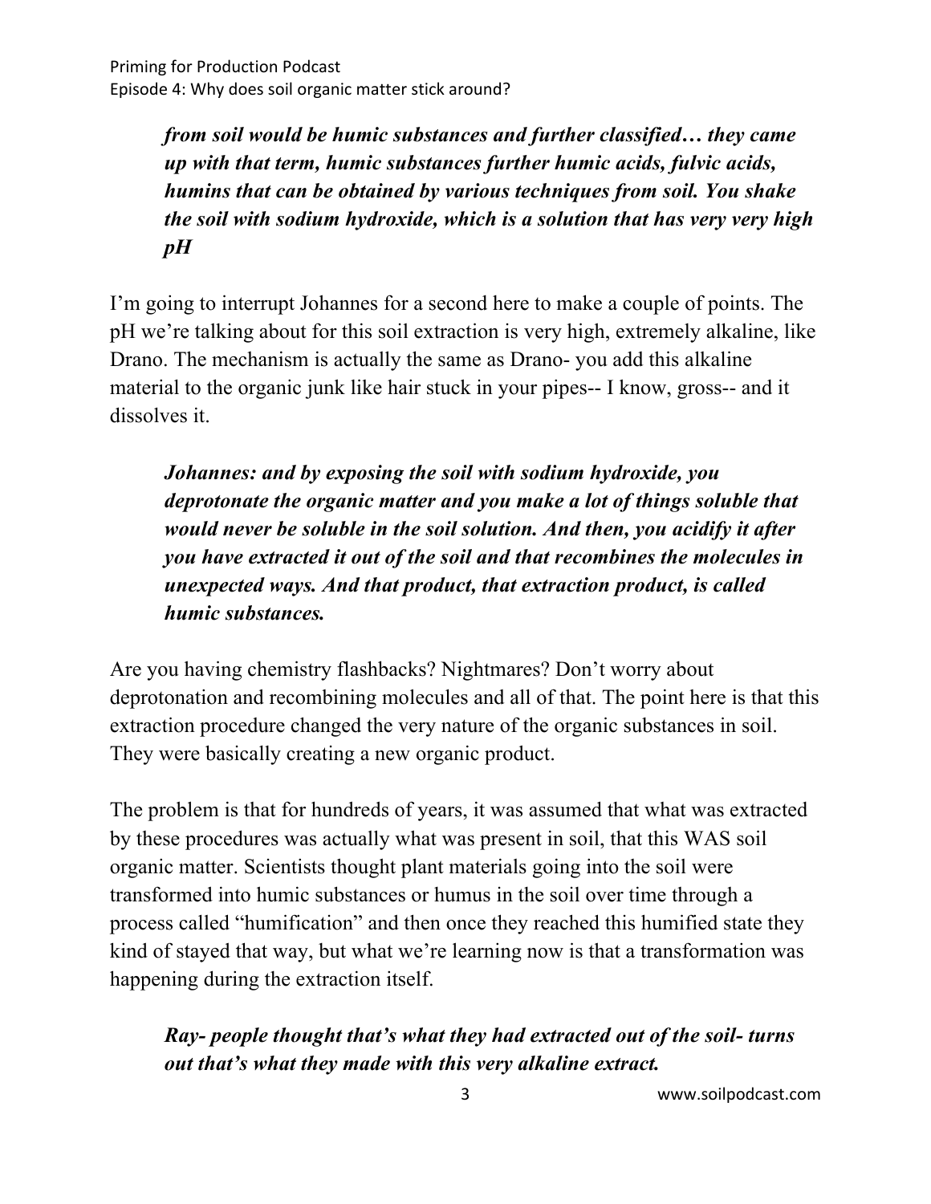***from soil would be humic substances and further classified… they came up with that term, humic substances further humic acids, fulvic acids, humins that can be obtained by various techniques from soil. You shake the soil with sodium hydroxide, which is a solution that has very very high pH***

I'm going to interrupt Johannes for a second here to make a couple of points. The pH we're talking about for this soil extraction is very high, extremely alkaline, like Drano. The mechanism is actually the same as Drano- you add this alkaline material to the organic junk like hair stuck in your pipes-- I know, gross-- and it dissolves it.

***Johannes: and by exposing the soil with sodium hydroxide, you deprotonate the organic matter and you make a lot of things soluble that would never be soluble in the soil solution. And then, you acidify it after you have extracted it out of the soil and that recombines the molecules in unexpected ways. And that product, that extraction product, is called humic substances.***

Are you having chemistry flashbacks? Nightmares? Don't worry about deprotonation and recombining molecules and all of that. The point here is that this extraction procedure changed the very nature of the organic substances in soil. They were basically creating a new organic product.

The problem is that for hundreds of years, it was assumed that what was extracted by these procedures was actually what was present in soil, that this WAS soil organic matter. Scientists thought plant materials going into the soil were transformed into humic substances or humus in the soil over time through a process called "humification" and then once they reached this humified state they kind of stayed that way, but what we're learning now is that a transformation was happening during the extraction itself.

***Ray- people thought that's what they had extracted out of the soil- turns out that's what they made with this very alkaline extract.***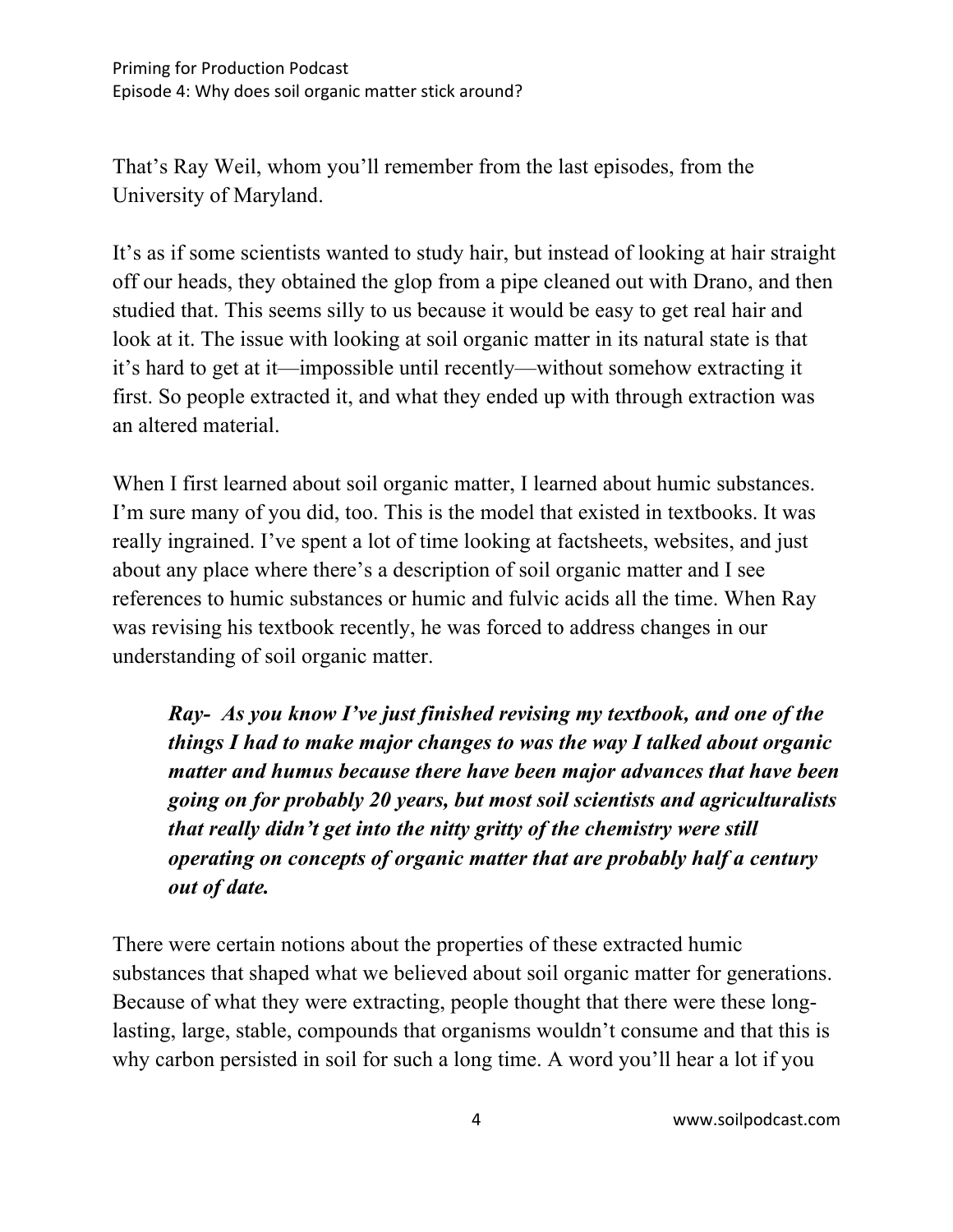That's Ray Weil, whom you'll remember from the last episodes, from the University of Maryland.

It's as if some scientists wanted to study hair, but instead of looking at hair straight off our heads, they obtained the glop from a pipe cleaned out with Drano, and then studied that. This seems silly to us because it would be easy to get real hair and look at it. The issue with looking at soil organic matter in its natural state is that it's hard to get at it—impossible until recently—without somehow extracting it first. So people extracted it, and what they ended up with through extraction was an altered material.

When I first learned about soil organic matter, I learned about humic substances. I'm sure many of you did, too. This is the model that existed in textbooks. It was really ingrained. I've spent a lot of time looking at factsheets, websites, and just about any place where there's a description of soil organic matter and I see references to humic substances or humic and fulvic acids all the time. When Ray was revising his textbook recently, he was forced to address changes in our understanding of soil organic matter.

> ***Ray- As you know I've just finished revising my textbook, and one of the things I had to make major changes to was the way I talked about organic matter and humus because there have been major advances that have been going on for probably 20 years, but most soil scientists and agriculturalists that really didn't get into the nitty gritty of the chemistry were still operating on concepts of organic matter that are probably half a century out of date.***

There were certain notions about the properties of these extracted humic substances that shaped what we believed about soil organic matter for generations. Because of what they were extracting, people thought that there were these long-lasting, large, stable, compounds that organisms wouldn't consume and that this is why carbon persisted in soil for such a long time. A word you'll hear a lot if you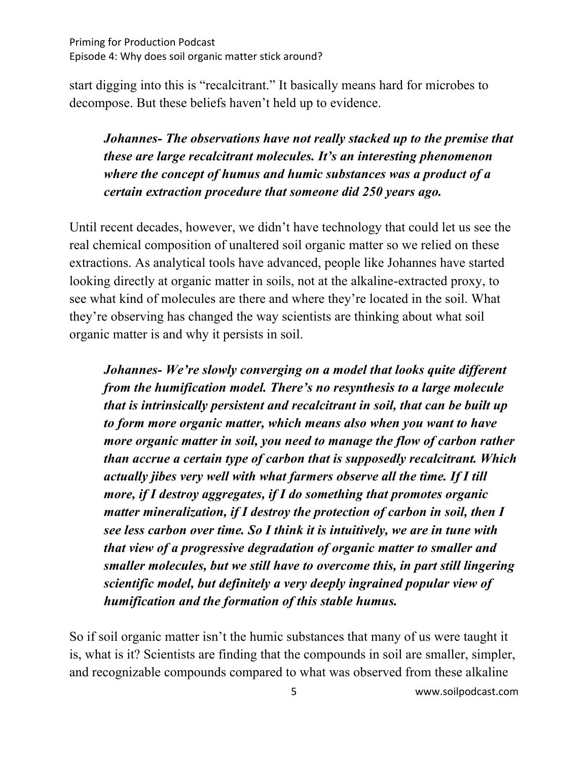start digging into this is "recalcitrant." It basically means hard for microbes to decompose. But these beliefs haven't held up to evidence.

> ***Johannes- The observations have not really stacked up to the premise that these are large recalcitrant molecules. It's an interesting phenomenon where the concept of humus and humic substances was a product of a certain extraction procedure that someone did 250 years ago.***

Until recent decades, however, we didn't have technology that could let us see the real chemical composition of unaltered soil organic matter so we relied on these extractions. As analytical tools have advanced, people like Johannes have started looking directly at organic matter in soils, not at the alkaline-extracted proxy, to see what kind of molecules are there and where they're located in the soil. What they're observing has changed the way scientists are thinking about what soil organic matter is and why it persists in soil.

> ***Johannes- We're slowly converging on a model that looks quite different from the humification model. There's no resynthesis to a large molecule that is intrinsically persistent and recalcitrant in soil, that can be built up to form more organic matter, which means also when you want to have more organic matter in soil, you need to manage the flow of carbon rather than accrue a certain type of carbon that is supposedly recalcitrant. Which actually jibes very well with what farmers observe all the time. If I till more, if I destroy aggregates, if I do something that promotes organic matter mineralization, if I destroy the protection of carbon in soil, then I see less carbon over time. So I think it is intuitively, we are in tune with that view of a progressive degradation of organic matter to smaller and smaller molecules, but we still have to overcome this, in part still lingering scientific model, but definitely a very deeply ingrained popular view of humification and the formation of this stable humus.***

So if soil organic matter isn't the humic substances that many of us were taught it is, what is it? Scientists are finding that the compounds in soil are smaller, simpler, and recognizable compounds compared to what was observed from these alkaline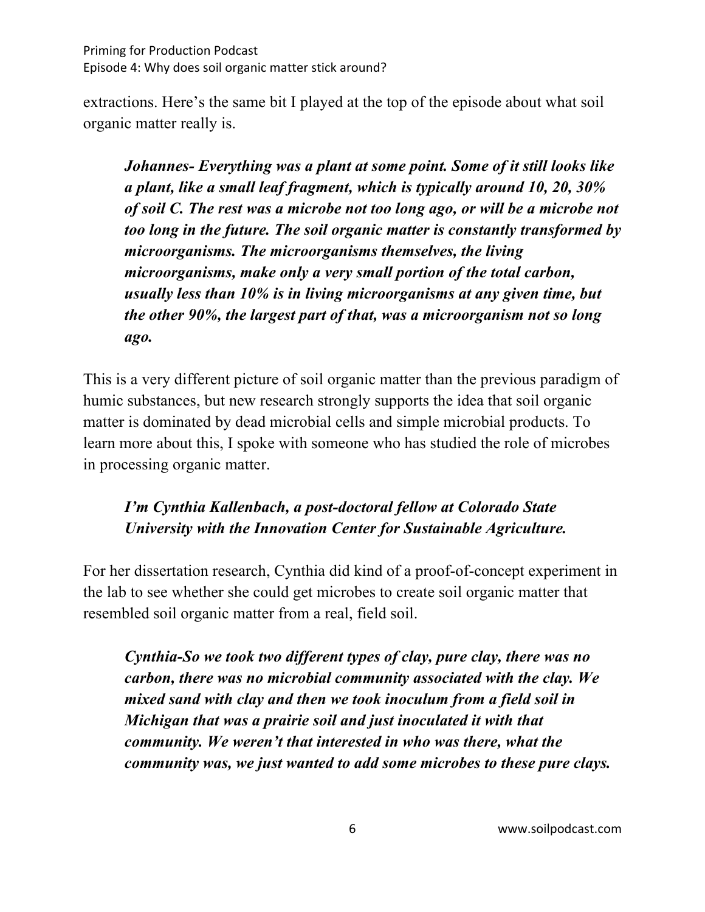extractions. Here's the same bit I played at the top of the episode about what soil organic matter really is.

> ***Johannes- Everything was a plant at some point. Some of it still looks like a plant, like a small leaf fragment, which is typically around 10, 20, 30% of soil C. The rest was a microbe not too long ago, or will be a microbe not too long in the future. The soil organic matter is constantly transformed by microorganisms. The microorganisms themselves, the living microorganisms, make only a very small portion of the total carbon, usually less than 10% is in living microorganisms at any given time, but the other 90%, the largest part of that, was a microorganism not so long ago.***

This is a very different picture of soil organic matter than the previous paradigm of humic substances, but new research strongly supports the idea that soil organic matter is dominated by dead microbial cells and simple microbial products. To learn more about this, I spoke with someone who has studied the role of microbes in processing organic matter.

> ***I'm Cynthia Kallenbach, a post-doctoral fellow at Colorado State University with the Innovation Center for Sustainable Agriculture.***

For her dissertation research, Cynthia did kind of a proof-of-concept experiment in the lab to see whether she could get microbes to create soil organic matter that resembled soil organic matter from a real, field soil.

> ***Cynthia-So we took two different types of clay, pure clay, there was no carbon, there was no microbial community associated with the clay. We mixed sand with clay and then we took inoculum from a field soil in Michigan that was a prairie soil and just inoculated it with that community. We weren't that interested in who was there, what the community was, we just wanted to add some microbes to these pure clays.***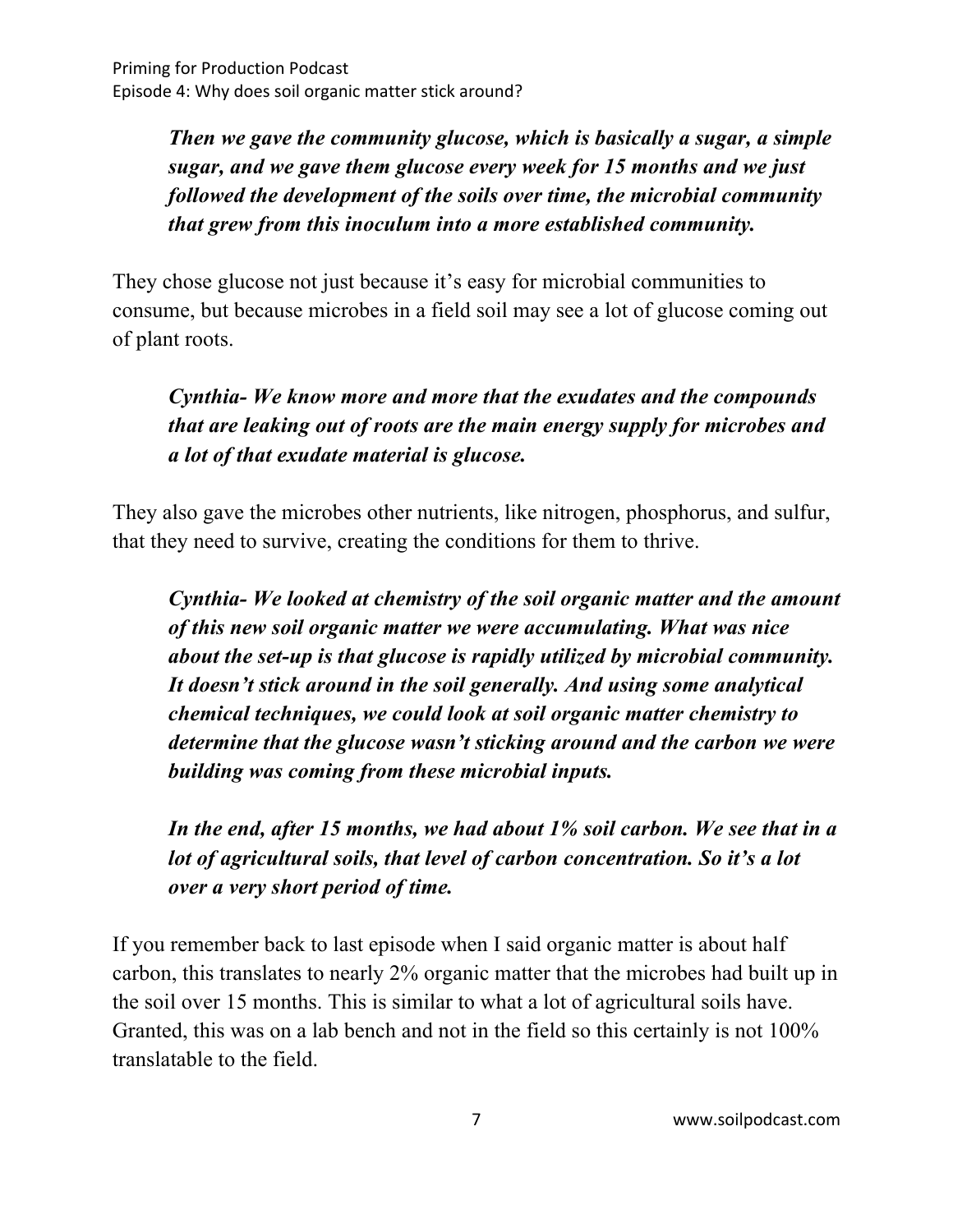***Then we gave the community glucose, which is basically a sugar, a simple sugar, and we gave them glucose every week for 15 months and we just followed the development of the soils over time, the microbial community that grew from this inoculum into a more established community.***

They chose glucose not just because it's easy for microbial communities to consume, but because microbes in a field soil may see a lot of glucose coming out of plant roots.

***Cynthia- We know more and more that the exudates and the compounds that are leaking out of roots are the main energy supply for microbes and a lot of that exudate material is glucose.***

They also gave the microbes other nutrients, like nitrogen, phosphorus, and sulfur, that they need to survive, creating the conditions for them to thrive.

***Cynthia- We looked at chemistry of the soil organic matter and the amount of this new soil organic matter we were accumulating. What was nice about the set-up is that glucose is rapidly utilized by microbial community. It doesn't stick around in the soil generally. And using some analytical chemical techniques, we could look at soil organic matter chemistry to determine that the glucose wasn't sticking around and the carbon we were building was coming from these microbial inputs.***

***In the end, after 15 months, we had about 1% soil carbon. We see that in a lot of agricultural soils, that level of carbon concentration. So it's a lot over a very short period of time.***

If you remember back to last episode when I said organic matter is about half carbon, this translates to nearly 2% organic matter that the microbes had built up in the soil over 15 months. This is similar to what a lot of agricultural soils have. Granted, this was on a lab bench and not in the field so this certainly is not 100% translatable to the field.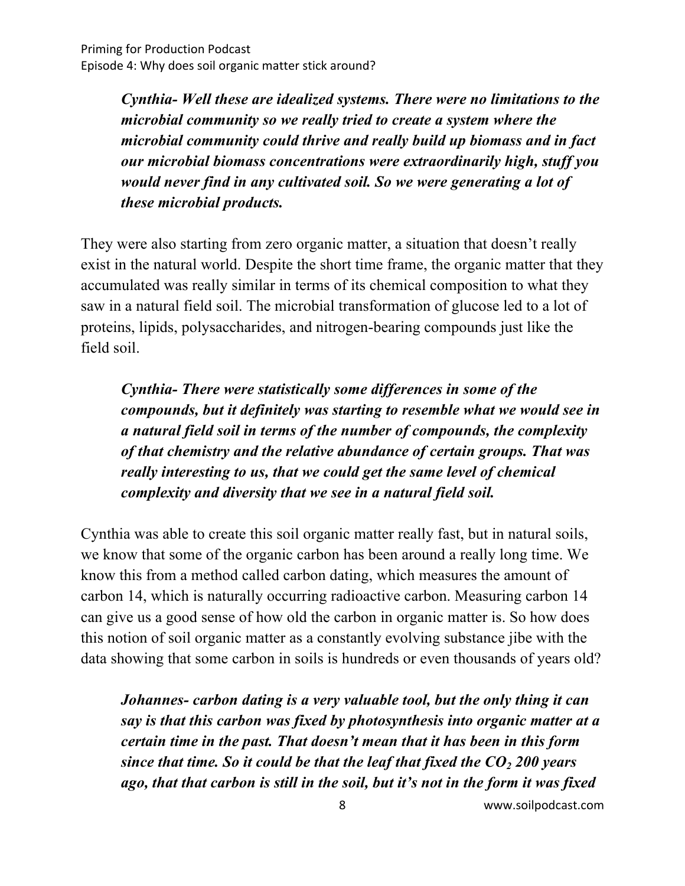***Cynthia- Well these are idealized systems. There were no limitations to the microbial community so we really tried to create a system where the microbial community could thrive and really build up biomass and in fact our microbial biomass concentrations were extraordinarily high, stuff you would never find in any cultivated soil. So we were generating a lot of these microbial products.***

They were also starting from zero organic matter, a situation that doesn't really exist in the natural world. Despite the short time frame, the organic matter that they accumulated was really similar in terms of its chemical composition to what they saw in a natural field soil. The microbial transformation of glucose led to a lot of proteins, lipids, polysaccharides, and nitrogen-bearing compounds just like the field soil.

***Cynthia- There were statistically some differences in some of the compounds, but it definitely was starting to resemble what we would see in a natural field soil in terms of the number of compounds, the complexity of that chemistry and the relative abundance of certain groups. That was really interesting to us, that we could get the same level of chemical complexity and diversity that we see in a natural field soil.***

Cynthia was able to create this soil organic matter really fast, but in natural soils, we know that some of the organic carbon has been around a really long time. We know this from a method called carbon dating, which measures the amount of carbon 14, which is naturally occurring radioactive carbon. Measuring carbon 14 can give us a good sense of how old the carbon in organic matter is. So how does this notion of soil organic matter as a constantly evolving substance jibe with the data showing that some carbon in soils is hundreds or even thousands of years old?

***Johannes- carbon dating is a very valuable tool, but the only thing it can say is that this carbon was fixed by photosynthesis into organic matter at a certain time in the past. That doesn't mean that it has been in this form since that time. So it could be that the leaf that fixed the $CO_2$ 200 years ago, that that carbon is still in the soil, but it's not in the form it was fixed***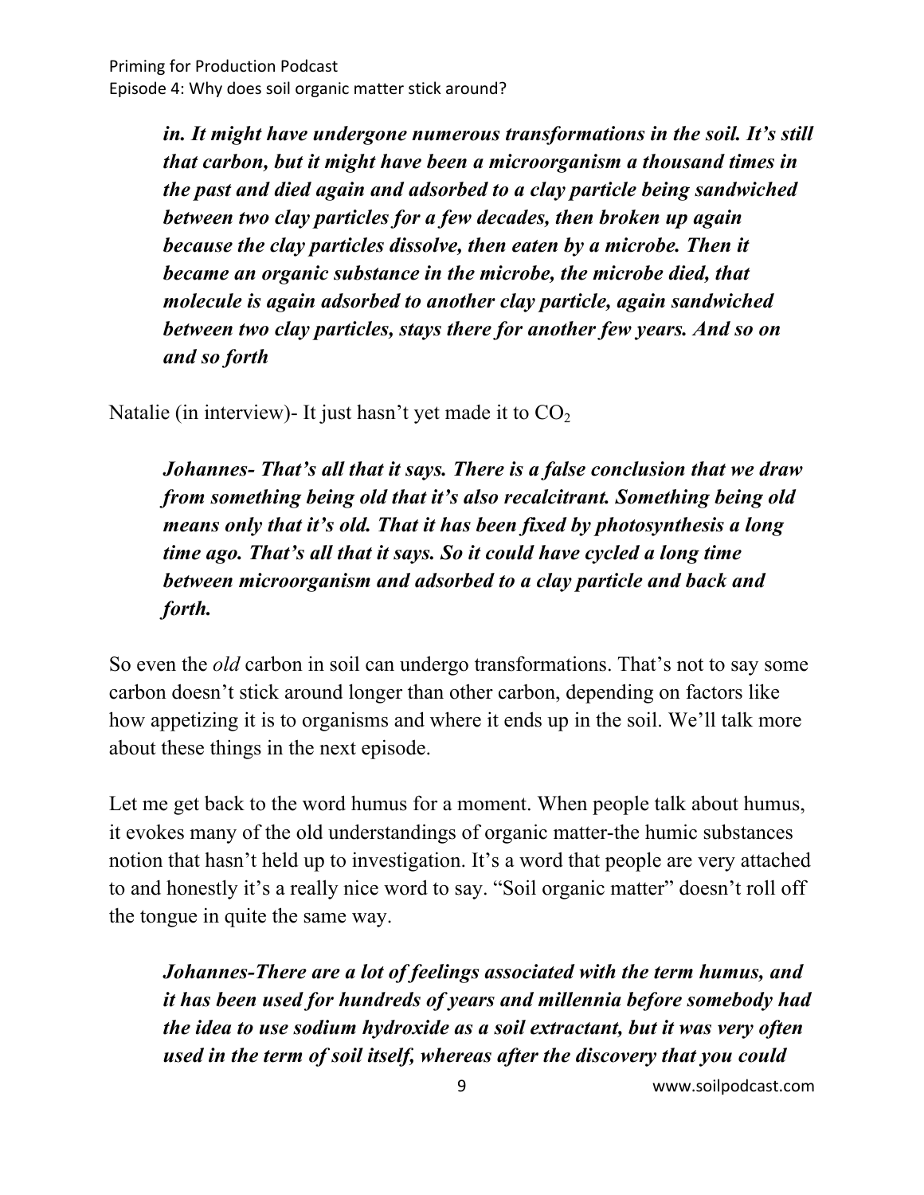***in. It might have undergone numerous transformations in the soil. It's still that carbon, but it might have been a microorganism a thousand times in the past and died again and adsorbed to a clay particle being sandwiched between two clay particles for a few decades, then broken up again because the clay particles dissolve, then eaten by a microbe. Then it became an organic substance in the microbe, the microbe died, that molecule is again adsorbed to another clay particle, again sandwiched between two clay particles, stays there for another few years. And so on and so forth***

Natalie (in interview)- It just hasn't yet made it to $CO_2$

***Johannes- That's all that it says. There is a false conclusion that we draw from something being old that it's also recalcitrant. Something being old means only that it's old. That it has been fixed by photosynthesis a long time ago. That's all that it says. So it could have cycled a long time between microorganism and adsorbed to a clay particle and back and forth.***

So even the *old* carbon in soil can undergo transformations. That's not to say some carbon doesn't stick around longer than other carbon, depending on factors like how appetizing it is to organisms and where it ends up in the soil. We'll talk more about these things in the next episode.

Let me get back to the word humus for a moment. When people talk about humus, it evokes many of the old understandings of organic matter-the humic substances notion that hasn't held up to investigation. It's a word that people are very attached to and honestly it's a really nice word to say. "Soil organic matter" doesn't roll off the tongue in quite the same way.

***Johannes-There are a lot of feelings associated with the term humus, and it has been used for hundreds of years and millennia before somebody had the idea to use sodium hydroxide as a soil extractant, but it was very often used in the term of soil itself, whereas after the discovery that you could***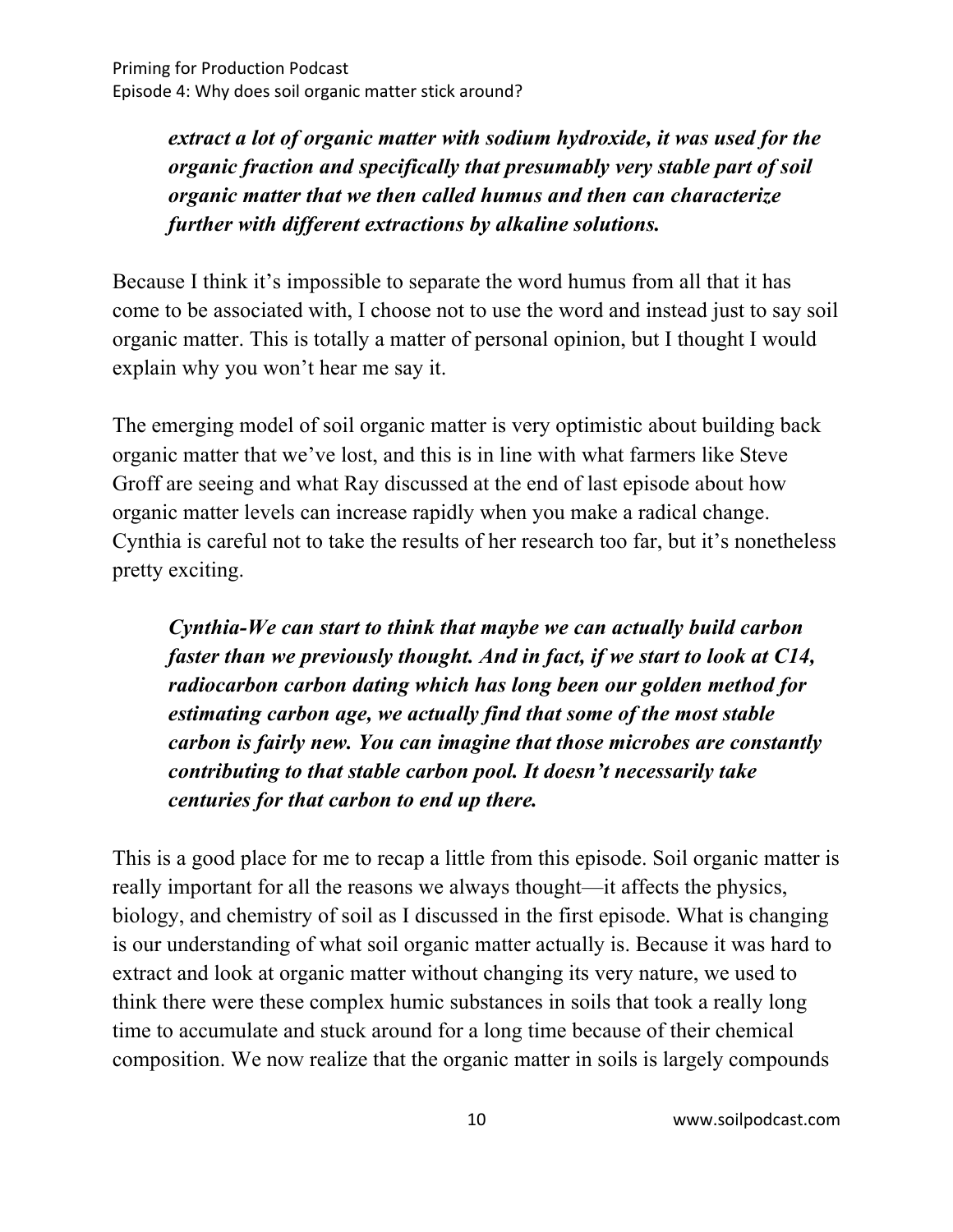***extract a lot of organic matter with sodium hydroxide, it was used for the organic fraction and specifically that presumably very stable part of soil organic matter that we then called humus and then can characterize further with different extractions by alkaline solutions.***

Because I think it's impossible to separate the word humus from all that it has come to be associated with, I choose not to use the word and instead just to say soil organic matter. This is totally a matter of personal opinion, but I thought I would explain why you won't hear me say it.

The emerging model of soil organic matter is very optimistic about building back organic matter that we've lost, and this is in line with what farmers like Steve Groff are seeing and what Ray discussed at the end of last episode about how organic matter levels can increase rapidly when you make a radical change. Cynthia is careful not to take the results of her research too far, but it's nonetheless pretty exciting.

***Cynthia-We can start to think that maybe we can actually build carbon faster than we previously thought. And in fact, if we start to look at C14, radiocarbon carbon dating which has long been our golden method for estimating carbon age, we actually find that some of the most stable carbon is fairly new. You can imagine that those microbes are constantly contributing to that stable carbon pool. It doesn't necessarily take centuries for that carbon to end up there.***

This is a good place for me to recap a little from this episode. Soil organic matter is really important for all the reasons we always thought—it affects the physics, biology, and chemistry of soil as I discussed in the first episode. What is changing is our understanding of what soil organic matter actually is. Because it was hard to extract and look at organic matter without changing its very nature, we used to think there were these complex humic substances in soils that took a really long time to accumulate and stuck around for a long time because of their chemical composition. We now realize that the organic matter in soils is largely compounds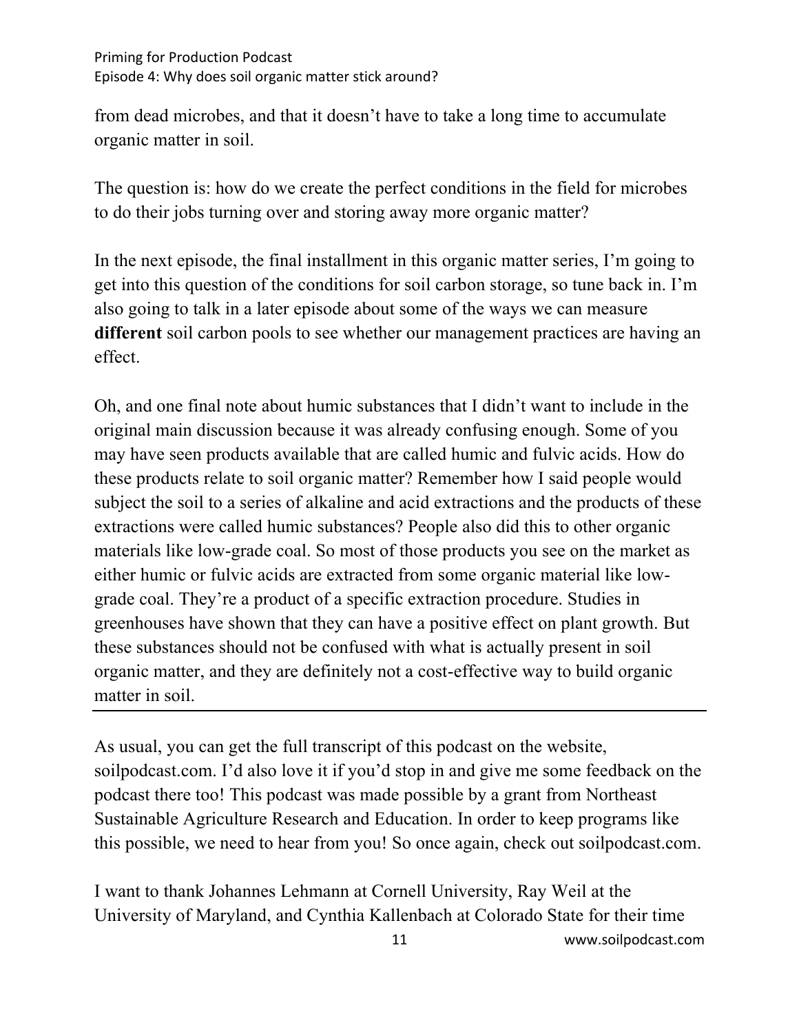from dead microbes, and that it doesn't have to take a long time to accumulate organic matter in soil.

The question is: how do we create the perfect conditions in the field for microbes to do their jobs turning over and storing away more organic matter?

In the next episode, the final installment in this organic matter series, I'm going to get into this question of the conditions for soil carbon storage, so tune back in. I'm also going to talk in a later episode about some of the ways we can measure **different** soil carbon pools to see whether our management practices are having an effect.

Oh, and one final note about humic substances that I didn't want to include in the original main discussion because it was already confusing enough. Some of you may have seen products available that are called humic and fulvic acids. How do these products relate to soil organic matter? Remember how I said people would subject the soil to a series of alkaline and acid extractions and the products of these extractions were called humic substances? People also did this to other organic materials like low-grade coal. So most of those products you see on the market as either humic or fulvic acids are extracted from some organic material like low-grade coal. They're a product of a specific extraction procedure. Studies in greenhouses have shown that they can have a positive effect on plant growth. But these substances should not be confused with what is actually present in soil organic matter, and they are definitely not a cost-effective way to build organic matter in soil.

---

As usual, you can get the full transcript of this podcast on the website, soilpodcast.com. I'd also love it if you'd stop in and give me some feedback on the podcast there too! This podcast was made possible by a grant from Northeast Sustainable Agriculture Research and Education. In order to keep programs like this possible, we need to hear from you! So once again, check out soilpodcast.com.

I want to thank Johannes Lehmann at Cornell University, Ray Weil at the University of Maryland, and Cynthia Kallenbach at Colorado State for their time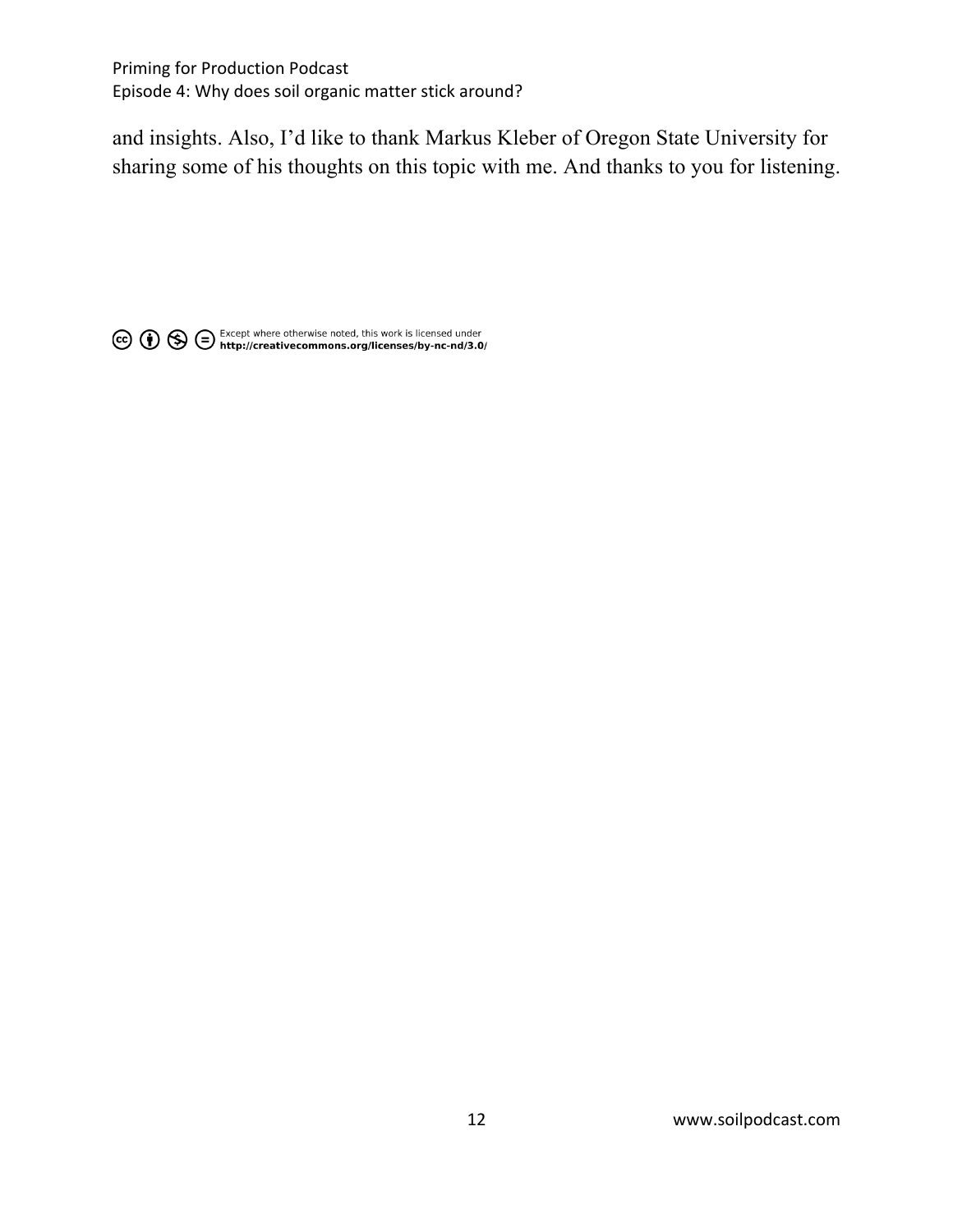and insights. Also, I'd like to thank Markus Kleber of Oregon State University for sharing some of his thoughts on this topic with me. And thanks to you for listening.

Except where otherwise noted, this work is licensed under **http://creativecommons.org/licenses/by-nc-nd/3.0/**